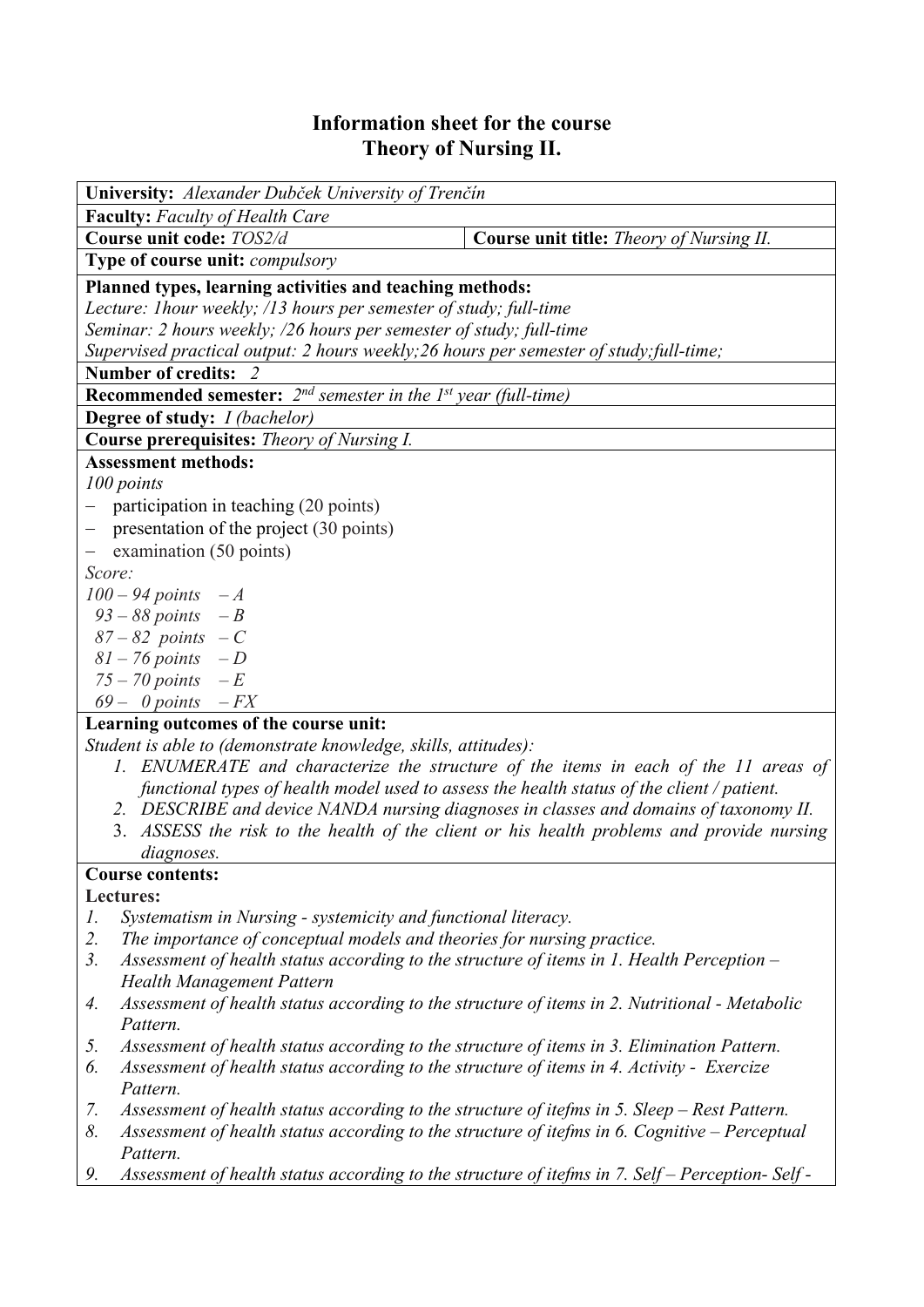# Information sheet for the course
# Theory of Nursing II.

**University:** *Alexander Dubček University of Trenčín*

**Faculty:** *Faculty of Health Care*

**Course unit code:** *TOS2/d*

**Course unit title:** *Theory of Nursing II.*

**Type of course unit:** *compulsory*

**Planned types, learning activities and teaching methods:**

*Lecture: 1hour weekly; /13 hours per semester of study; full-time*

*Seminar: 2 hours weekly; /26 hours per semester of study; full-time*

*Supervised practical output: 2 hours weekly;26 hours per semester of study;full-time;*

**Number of credits:** *2*

**Recommended semester:** *2nd semester in the 1st year (full-time)*

**Degree of study:** *I (bachelor)*

**Course prerequisites:** *Theory of Nursing I.*

**Assessment methods:**

*100 points*

- participation in teaching (20 points)
- presentation of the project (30 points)
- examination (50 points)

*Score:*

*100 – 94 points – A*
*93 – 88 points – B*
*87 – 82 points – C*
*81 – 76 points – D*
*75 – 70 points – E*
*69 – 0 points – FX*

**Learning outcomes of the course unit:**

*Student is able to (demonstrate knowledge, skills, attitudes):*

1. *ENUMERATE and characterize the structure of the items in each of the 11 areas of functional types of health model used to assess the health status of the client / patient.*
2. *DESCRIBE and device NANDA nursing diagnoses in classes and domains of taxonomy II.*
3. *ASSESS the risk to the health of the client or his health problems and provide nursing diagnoses.*

**Course contents:**

**Lectures:**

1. *Systematism in Nursing - systemicity and functional literacy.*
2. *The importance of conceptual models and theories for nursing practice.*
3. *Assessment of health status according to the structure of items in 1. Health Perception – Health Management Pattern*
4. *Assessment of health status according to the structure of items in 2. Nutritional - Metabolic Pattern.*
5. *Assessment of health status according to the structure of items in 3. Elimination Pattern.*
6. *Assessment of health status according to the structure of items in 4. Activity - Exercize Pattern.*
7. *Assessment of health status according to the structure of itefms in 5. Sleep – Rest Pattern.*
8. *Assessment of health status according to the structure of itefms in 6. Cognitive – Perceptual Pattern.*
9. *Assessment of health status according to the structure of itefms in 7. Self – Perception- Self -*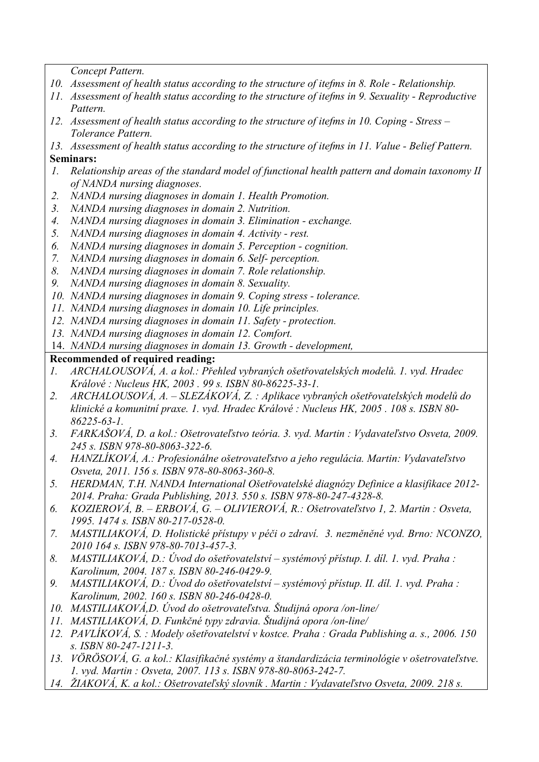*Concept Pattern.*

10. *Assessment of health status according to the structure of itefms in 8. Role - Relationship.*
11. *Assessment of health status according to the structure of itefms in 9. Sexuality - Reproductive Pattern.*
12. *Assessment of health status according to the structure of itefms in 10. Coping - Stress – Tolerance Pattern.*
13. *Assessment of health status according to the structure of itefms in 11. Value - Belief Pattern.*

**Seminars:**

1. *Relationship areas of the standard model of functional health pattern and domain taxonomy II of NANDA nursing diagnoses.*
2. *NANDA nursing diagnoses in domain 1. Health Promotion.*
3. *NANDA nursing diagnoses in domain 2. Nutrition.*
4. *NANDA nursing diagnoses in domain 3. Elimination - exchange.*
5. *NANDA nursing diagnoses in domain 4. Activity - rest.*
6. *NANDA nursing diagnoses in domain 5. Perception - cognition.*
7. *NANDA nursing diagnoses in domain 6. Self- perception.*
8. *NANDA nursing diagnoses in domain 7. Role relationship.*
9. *NANDA nursing diagnoses in domain 8. Sexuality.*
10. *NANDA nursing diagnoses in domain 9. Coping stress - tolerance.*
11. *NANDA nursing diagnoses in domain 10. Life principles.*
12. *NANDA nursing diagnoses in domain 11. Safety - protection.*
13. *NANDA nursing diagnoses in domain 12. Comfort.*
14. *NANDA nursing diagnoses in domain 13. Growth - development,*

**Recommended of required reading:**

1. *ARCHALOUSOVÁ, A. a kol.: Přehled vybraných ošetřovatelských modelů. 1. vyd. Hradec Králové : Nucleus HK, 2003 . 99 s. ISBN 80-86225-33-1.*
2. *ARCHALOUSOVÁ, A. – SLEZÁKOVÁ, Z. : Aplikace vybraných ošetřovatelských modelů do klinické a komunitní praxe. 1. vyd. Hradec Králové : Nucleus HK, 2005 . 108 s. ISBN 80-86225-63-1.*
3. *FARKAŠOVÁ, D. a kol.: Ošetrovateľstvo teória. 3. vyd. Martin : Vydavateľstvo Osveta, 2009. 245 s. ISBN 978-80-8063-322-6.*
4. *HANZLÍKOVÁ, A.: Profesionálne ošetrovateľstvo a jeho regulácia. Martin: Vydavateľstvo Osveta, 2011. 156 s. ISBN 978-80-8063-360-8.*
5. *HERDMAN, T.H. NANDA International Ošetřovatelské diagnózy Definice a klasifikace 2012-2014. Praha: Grada Publishing, 2013. 550 s. ISBN 978-80-247-4328-8.*
6. *KOZIEROVÁ, B. – ERBOVÁ, G. – OLIVIEROVÁ, R.: Ošetrovateľstvo 1, 2. Martin : Osveta, 1995. 1474 s. ISBN 80-217-0528-0.*
7. *MASTILIAKOVÁ, D. Holistické přístupy v péči o zdraví. 3. nezměněné vyd. Brno: NCONZO, 2010 164 s. ISBN 978-80-7013-457-3.*
8. *MASTILIAKOVÁ, D.: Úvod do ošetřovatelství – systémový přístup. I. díl. 1. vyd. Praha : Karolinum, 2004. 187 s. ISBN 80-246-0429-9.*
9. *MASTILIAKOVÁ, D.: Úvod do ošetřovatelství – systémový přístup. II. díl. 1. vyd. Praha : Karolinum, 2002. 160 s. ISBN 80-246-0428-0.*
10. *MASTILIAKOVÁ,D. Úvod do ošetrovateľstva. Študijná opora /on-line/*
11. *MASTILIAKOVÁ, D. Funkčné typy zdravia. Študijná opora /on-line/*
12. *PAVLÍKOVÁ, S. : Modely ošetřovatelství v kostce. Praha : Grada Publishing a. s., 2006. 150 s. ISBN 80-247-1211-3.*
13. *VÖRÖSOVÁ, G. a kol.: Klasifikačné systémy a štandardizácia terminológie v ošetrovateľstve. 1. vyd. Martin : Osveta, 2007. 113 s. ISBN 978-80-8063-242-7.*
14. *ŽIAKOVÁ, K. a kol.: Ošetrovateľský slovník . Martin : Vydavateľstvo Osveta, 2009. 218 s.*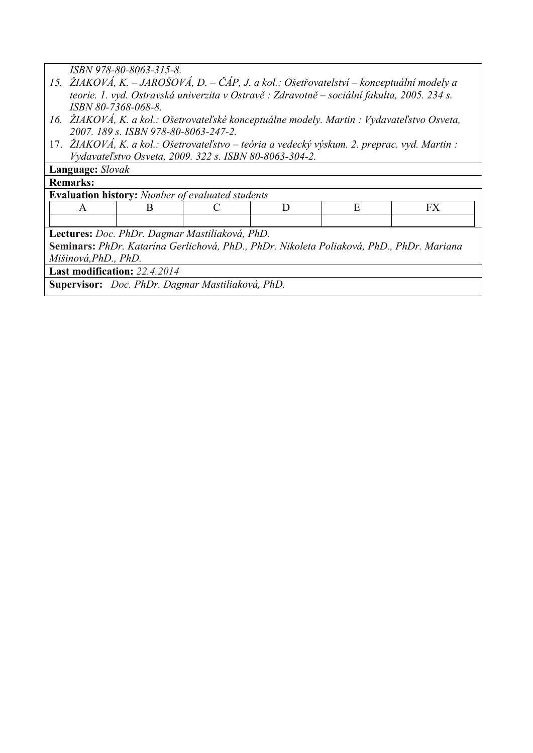*ISBN 978-80-8063-315-8.*

15. *ŽIAKOVÁ, K. – JAROŠOVÁ, D. – ČÁP, J. a kol.: Ošetřovatelství – konceptuální modely a teorie. 1. vyd. Ostravská univerzita v Ostravě : Zdravotně – sociální fakulta, 2005. 234 s. ISBN 80-7368-068-8.*
16. *ŽIAKOVÁ, K. a kol.: Ošetrovateľské konceptuálne modely. Martin : Vydavateľstvo Osveta, 2007. 189 s. ISBN 978-80-8063-247-2.*
17. *ŽIAKOVÁ, K. a kol.: Ošetrovateľstvo – teória a vedecký výskum. 2. preprac. vyd. Martin : Vydavateľstvo Osveta, 2009. 322 s. ISBN 80-8063-304-2.*

**Language:** *Slovak*

**Remarks:**

**Evaluation history:** *Number of evaluated students*

| A | B | C | D | E | FX |
|---|---|---|---|---|---|
| | | | | | |

**Lectures:** *Doc. PhDr. Dagmar Mastiliaková, PhD.*

**Seminars:** *PhDr. Katarína Gerlichová, PhD., PhDr. Nikoleta Poliaková, PhD., PhDr. Mariana Mišinová,PhD., PhD.*

**Last modification:** *22.4.2014*

**Supervisor:** *Doc. PhDr. Dagmar Mastiliaková, PhD.*